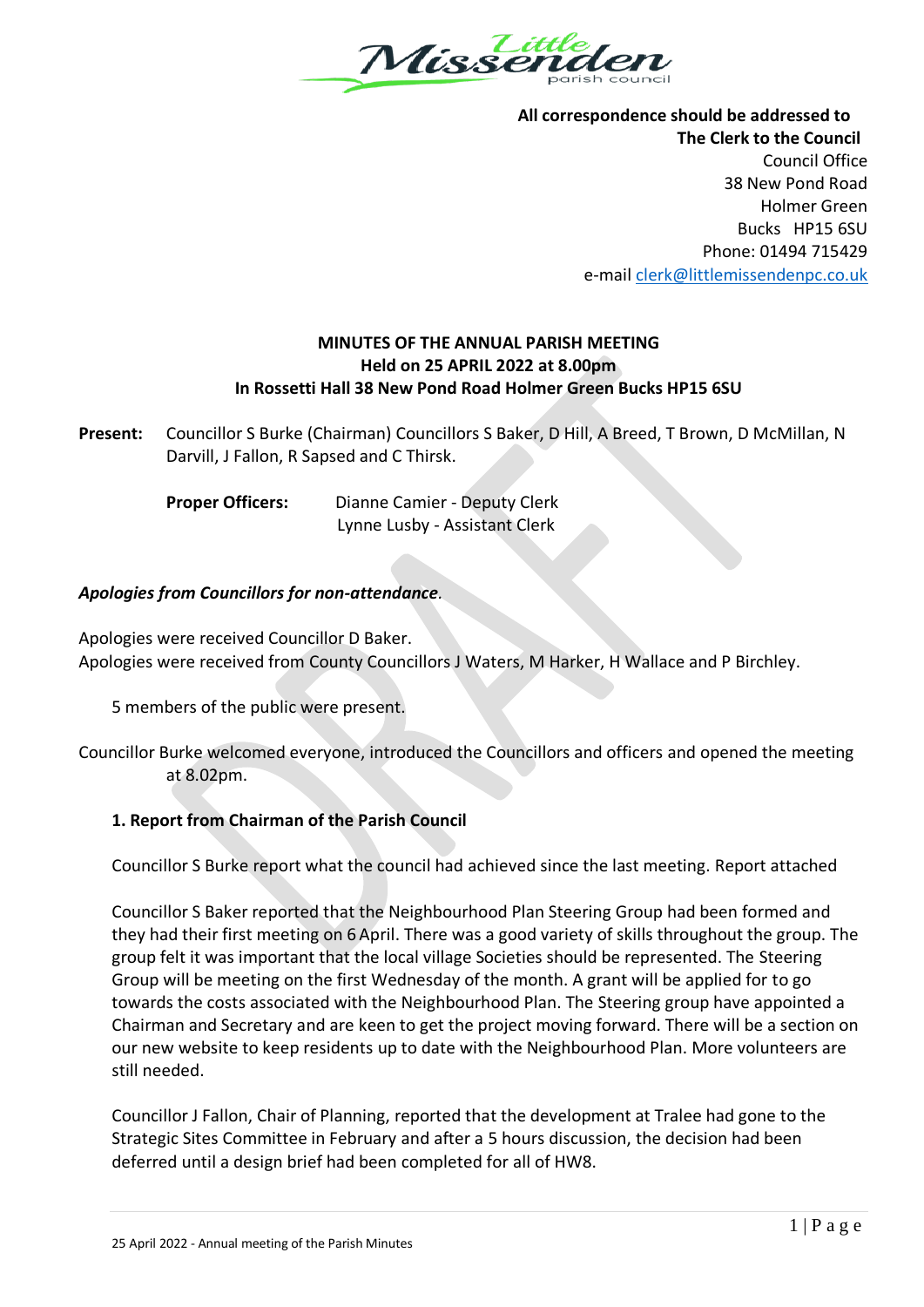Little Missenden parish council

**All correspondence should be addressed to**
**The Clerk to the Council**
Council Office
38 New Pond Road
Holmer Green
Bucks HP15 6SU
Phone: 01494 715429
e-mail clerk@littlemissendenpc.co.uk

**MINUTES OF THE ANNUAL PARISH MEETING**
**Held on 25 APRIL 2022 at 8.00pm**
**In Rossetti Hall 38 New Pond Road Holmer Green Bucks HP15 6SU**

**Present:** Councillor S Burke (Chairman) Councillors S Baker, D Hill, A Breed, T Brown, D McMillan, N Darvill, J Fallon, R Sapsed and C Thirsk.

**Proper Officers:** Dianne Camier - Deputy Clerk
Lynne Lusby - Assistant Clerk

***Apologies from Councillors for non-attendance.***

Apologies were received Councillor D Baker.
Apologies were received from County Councillors J Waters, M Harker, H Wallace and P Birchley.

5 members of the public were present.

Councillor Burke welcomed everyone, introduced the Councillors and officers and opened the meeting at 8.02pm.

**1. Report from Chairman of the Parish Council**

Councillor S Burke report what the council had achieved since the last meeting. Report attached

Councillor S Baker reported that the Neighbourhood Plan Steering Group had been formed and they had their first meeting on 6 April. There was a good variety of skills throughout the group. The group felt it was important that the local village Societies should be represented. The Steering Group will be meeting on the first Wednesday of the month. A grant will be applied for to go towards the costs associated with the Neighbourhood Plan. The Steering group have appointed a Chairman and Secretary and are keen to get the project moving forward. There will be a section on our new website to keep residents up to date with the Neighbourhood Plan. More volunteers are still needed.

Councillor J Fallon, Chair of Planning, reported that the development at Tralee had gone to the Strategic Sites Committee in February and after a 5 hours discussion, the decision had been deferred until a design brief had been completed for all of HW8.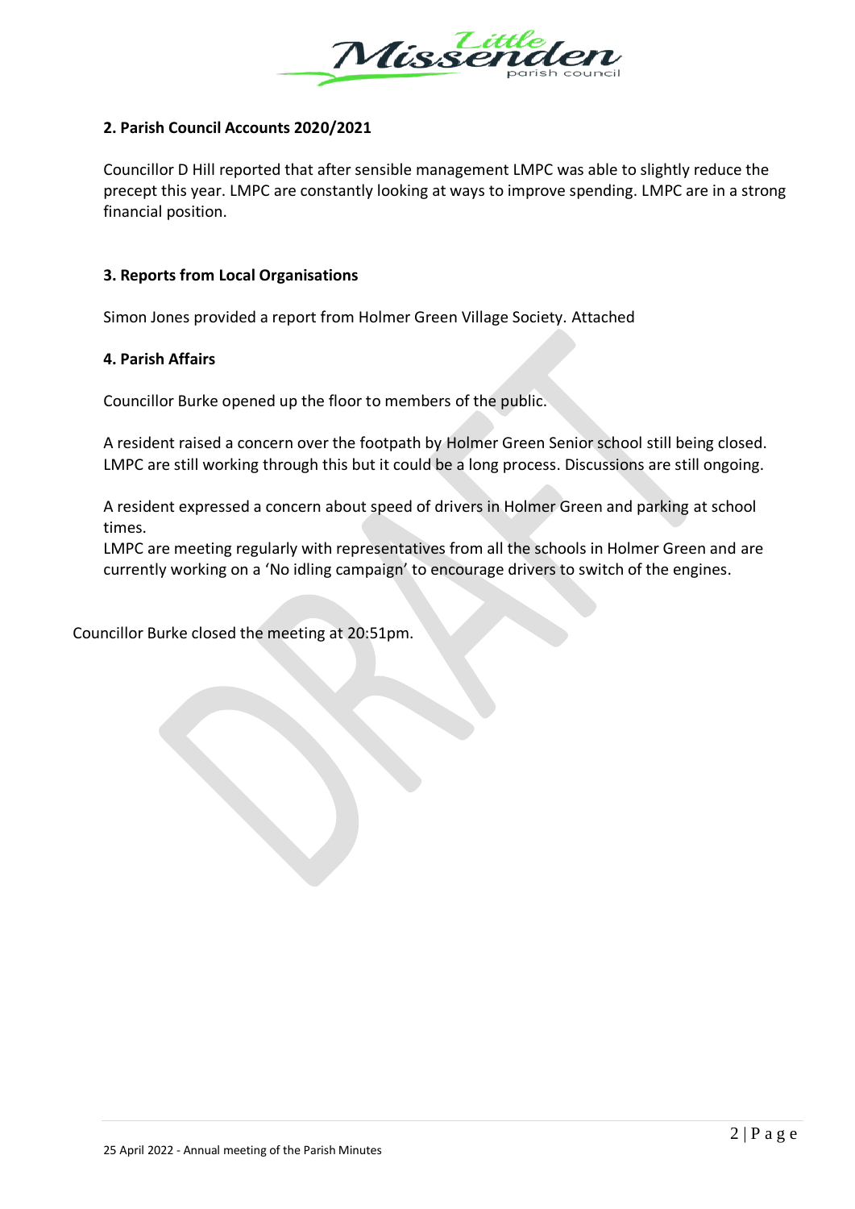### 2. Parish Council Accounts 2020/2021

Councillor D Hill reported that after sensible management LMPC was able to slightly reduce the precept this year. LMPC are constantly looking at ways to improve spending. LMPC are in a strong financial position.

### 3. Reports from Local Organisations

Simon Jones provided a report from Holmer Green Village Society. Attached

### 4. Parish Affairs

Councillor Burke opened up the floor to members of the public.

A resident raised a concern over the footpath by Holmer Green Senior school still being closed. LMPC are still working through this but it could be a long process. Discussions are still ongoing.

A resident expressed a concern about speed of drivers in Holmer Green and parking at school times.
LMPC are meeting regularly with representatives from all the schools in Holmer Green and are currently working on a 'No idling campaign' to encourage drivers to switch of the engines.

Councillor Burke closed the meeting at 20:51pm.